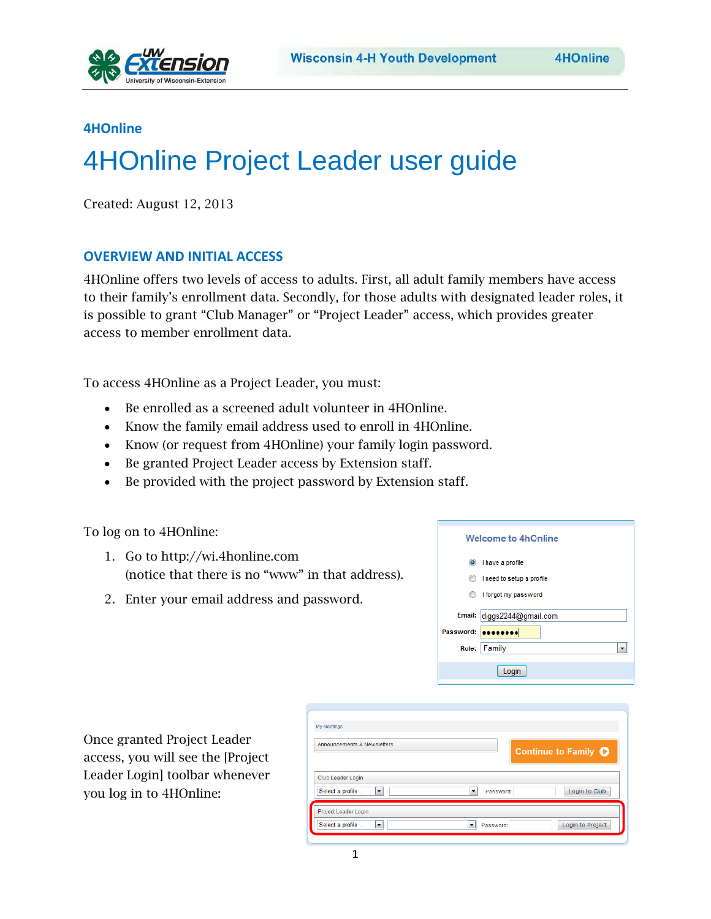# 4HOnline

# 4HOnline Project Leader user guide

Created: August 12, 2013

## OVERVIEW AND INITIAL ACCESS

4HOnline offers two levels of access to adults. First, all adult family members have access to their family's enrollment data. Secondly, for those adults with designated leader roles, it is possible to grant "Club Manager" or "Project Leader" access, which provides greater access to member enrollment data.

To access 4HOnline as a Project Leader, you must:

- Be enrolled as a screened adult volunteer in 4HOnline.
- Know the family email address used to enroll in 4HOnline.
- Know (or request from 4HOnline) your family login password.
- Be granted Project Leader access by Extension staff.
- Be provided with the project password by Extension staff.

To log on to 4HOnline:

1. Go to http://wi.4honline.com (notice that there is no "www" in that address).
2. Enter your email address and password.

Once granted Project Leader access, you will see the [Project Leader Login] toolbar whenever you log in to 4HOnline: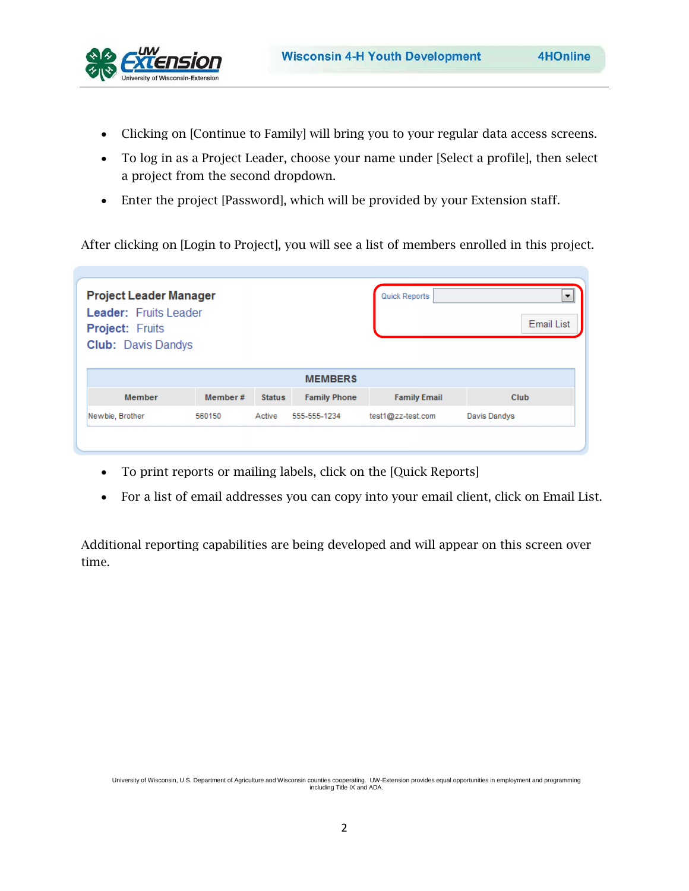- Clicking on [Continue to Family] will bring you to your regular data access screens.
- To log in as a Project Leader, choose your name under [Select a profile], then select a project from the second dropdown.
- Enter the project [Password], which will be provided by your Extension staff.

After clicking on [Login to Project], you will see a list of members enrolled in this project.

**Project Leader Manager**
**Leader:** Fruits Leader
**Project:** Fruits
**Club:** Davis Dandys

Quick Reports

Email List

| MEMBERS | | | | | |
|---|---|---|---|---|---|
| Member | Member # | Status | Family Phone | Family Email | Club |
| Newbie, Brother | 560150 | Active | 555-555-1234 | test1@zz-test.com | Davis Dandys |

- To print reports or mailing labels, click on the [Quick Reports]
- For a list of email addresses you can copy into your email client, click on Email List.

Additional reporting capabilities are being developed and will appear on this screen over time.

University of Wisconsin, U.S. Department of Agriculture and Wisconsin counties cooperating. UW-Extension provides equal opportunities in employment and programming including Title IX and ADA.